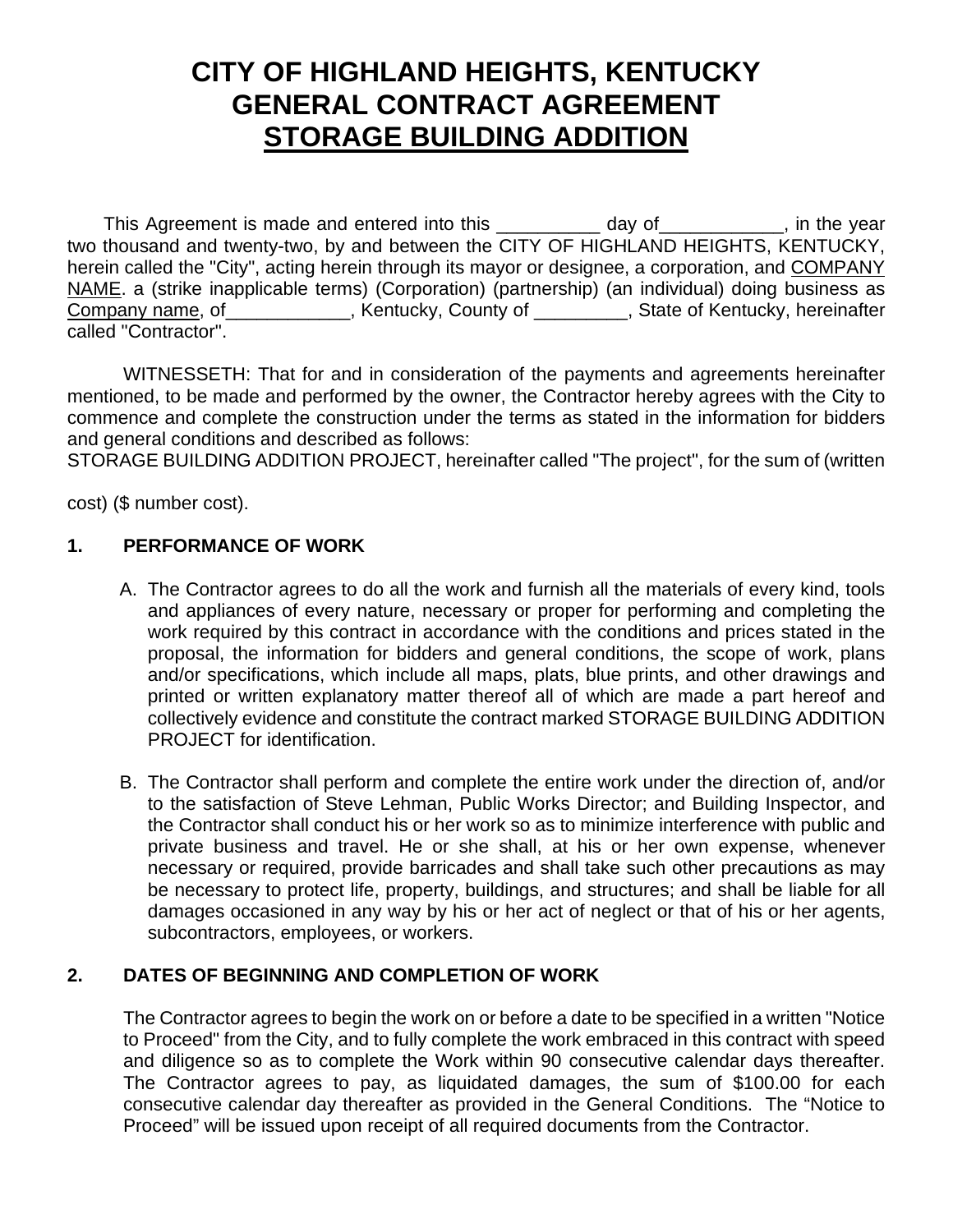# CITY OF HIGHLAND HEIGHTS, KENTUCKY
# GENERAL CONTRACT AGREEMENT
# STORAGE BUILDING ADDITION

This Agreement is made and entered into this __________ day of____________, in the year two thousand and twenty-two, by and between the CITY OF HIGHLAND HEIGHTS, KENTUCKY, herein called the "City", acting herein through its mayor or designee, a corporation, and COMPANY NAME. a (strike inapplicable terms) (Corporation) (partnership) (an individual) doing business as Company name, of____________, Kentucky, County of _________, State of Kentucky, hereinafter called "Contractor".

WITNESSETH: That for and in consideration of the payments and agreements hereinafter mentioned, to be made and performed by the owner, the Contractor hereby agrees with the City to commence and complete the construction under the terms as stated in the information for bidders and general conditions and described as follows:
STORAGE BUILDING ADDITION PROJECT, hereinafter called "The project", for the sum of (written cost) ($ number cost).

**1. PERFORMANCE OF WORK**

A. The Contractor agrees to do all the work and furnish all the materials of every kind, tools and appliances of every nature, necessary or proper for performing and completing the work required by this contract in accordance with the conditions and prices stated in the proposal, the information for bidders and general conditions, the scope of work, plans and/or specifications, which include all maps, plats, blue prints, and other drawings and printed or written explanatory matter thereof all of which are made a part hereof and collectively evidence and constitute the contract marked STORAGE BUILDING ADDITION PROJECT for identification.

B. The Contractor shall perform and complete the entire work under the direction of, and/or to the satisfaction of Steve Lehman, Public Works Director; and Building Inspector, and the Contractor shall conduct his or her work so as to minimize interference with public and private business and travel. He or she shall, at his or her own expense, whenever necessary or required, provide barricades and shall take such other precautions as may be necessary to protect life, property, buildings, and structures; and shall be liable for all damages occasioned in any way by his or her act of neglect or that of his or her agents, subcontractors, employees, or workers.

**2. DATES OF BEGINNING AND COMPLETION OF WORK**

The Contractor agrees to begin the work on or before a date to be specified in a written "Notice to Proceed" from the City, and to fully complete the work embraced in this contract with speed and diligence so as to complete the Work within 90 consecutive calendar days thereafter. The Contractor agrees to pay, as liquidated damages, the sum of $100.00 for each consecutive calendar day thereafter as provided in the General Conditions. The "Notice to Proceed" will be issued upon receipt of all required documents from the Contractor.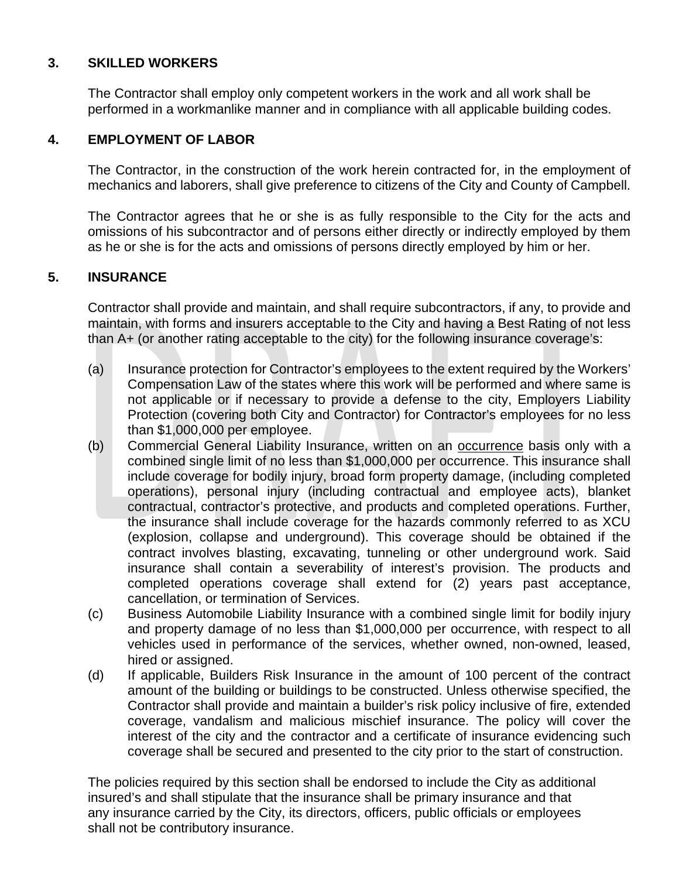## 3. SKILLED WORKERS

The Contractor shall employ only competent workers in the work and all work shall be performed in a workmanlike manner and in compliance with all applicable building codes.

## 4. EMPLOYMENT OF LABOR

The Contractor, in the construction of the work herein contracted for, in the employment of mechanics and laborers, shall give preference to citizens of the City and County of Campbell.

The Contractor agrees that he or she is as fully responsible to the City for the acts and omissions of his subcontractor and of persons either directly or indirectly employed by them as he or she is for the acts and omissions of persons directly employed by him or her.

## 5. INSURANCE

Contractor shall provide and maintain, and shall require subcontractors, if any, to provide and maintain, with forms and insurers acceptable to the City and having a Best Rating of not less than A+ (or another rating acceptable to the city) for the following insurance coverage's:

(a) Insurance protection for Contractor's employees to the extent required by the Workers' Compensation Law of the states where this work will be performed and where same is not applicable or if necessary to provide a defense to the city, Employers Liability Protection (covering both City and Contractor) for Contractor's employees for no less than $1,000,000 per employee.

(b) Commercial General Liability Insurance, written on an <u>occurrence</u> basis only with a combined single limit of no less than $1,000,000 per occurrence. This insurance shall include coverage for bodily injury, broad form property damage, (including completed operations), personal injury (including contractual and employee acts), blanket contractual, contractor's protective, and products and completed operations. Further, the insurance shall include coverage for the hazards commonly referred to as XCU (explosion, collapse and underground). This coverage should be obtained if the contract involves blasting, excavating, tunneling or other underground work. Said insurance shall contain a severability of interest's provision. The products and completed operations coverage shall extend for (2) years past acceptance, cancellation, or termination of Services.

(c) Business Automobile Liability Insurance with a combined single limit for bodily injury and property damage of no less than $1,000,000 per occurrence, with respect to all vehicles used in performance of the services, whether owned, non-owned, leased, hired or assigned.

(d) If applicable, Builders Risk Insurance in the amount of 100 percent of the contract amount of the building or buildings to be constructed. Unless otherwise specified, the Contractor shall provide and maintain a builder's risk policy inclusive of fire, extended coverage, vandalism and malicious mischief insurance. The policy will cover the interest of the city and the contractor and a certificate of insurance evidencing such coverage shall be secured and presented to the city prior to the start of construction.

The policies required by this section shall be endorsed to include the City as additional insured's and shall stipulate that the insurance shall be primary insurance and that any insurance carried by the City, its directors, officers, public officials or employees shall not be contributory insurance.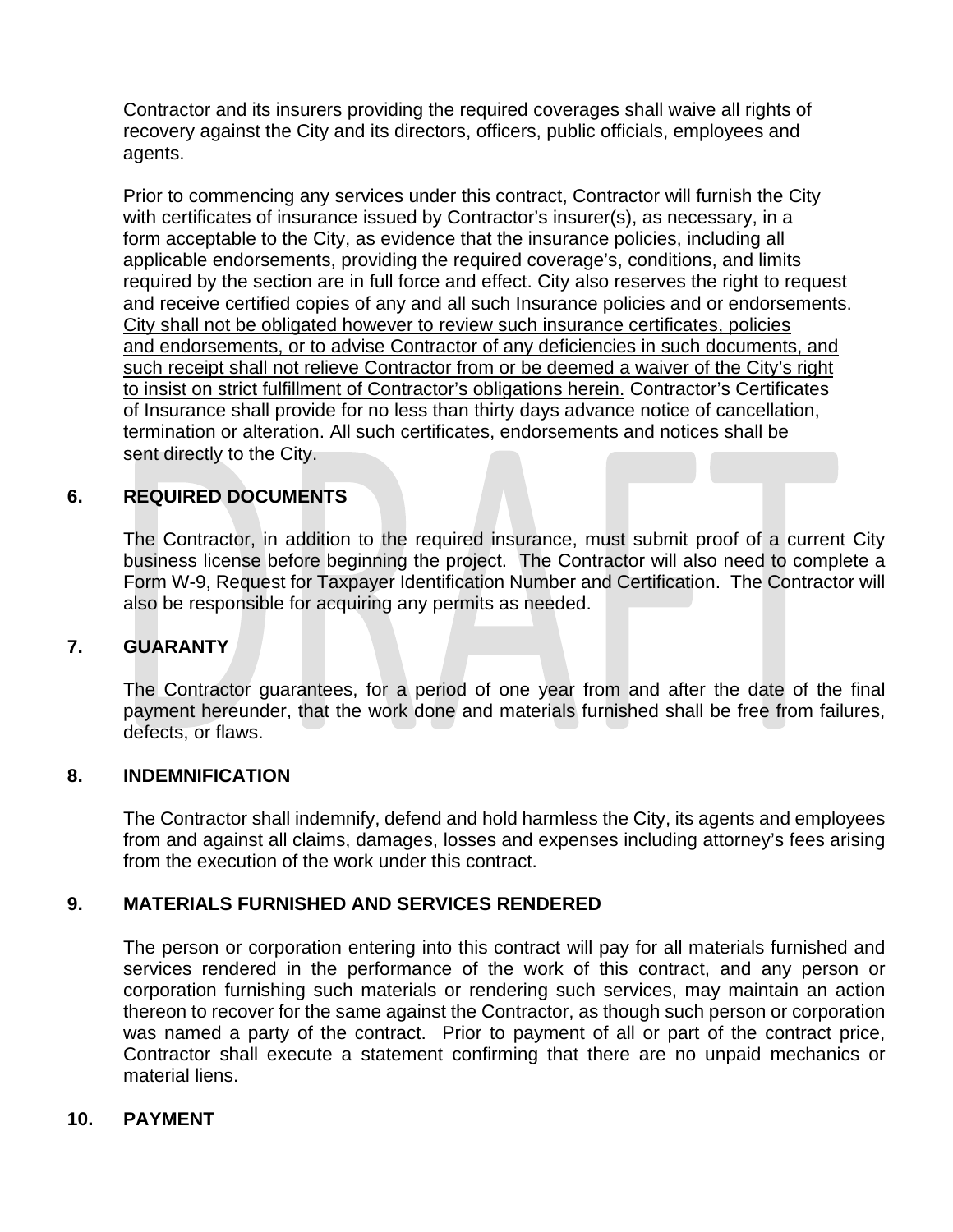Contractor and its insurers providing the required coverages shall waive all rights of recovery against the City and its directors, officers, public officials, employees and agents.

Prior to commencing any services under this contract, Contractor will furnish the City with certificates of insurance issued by Contractor's insurer(s), as necessary, in a form acceptable to the City, as evidence that the insurance policies, including all applicable endorsements, providing the required coverage's, conditions, and limits required by the section are in full force and effect. City also reserves the right to request and receive certified copies of any and all such Insurance policies and or endorsements. <u>City shall not be obligated however to review such insurance certificates, policies and endorsements, or to advise Contractor of any deficiencies in such documents, and such receipt shall not relieve Contractor from or be deemed a waiver of the City's right to insist on strict fulfillment of Contractor's obligations herein.</u> Contractor's Certificates of Insurance shall provide for no less than thirty days advance notice of cancellation, termination or alteration. All such certificates, endorsements and notices shall be sent directly to the City.

## 6. REQUIRED DOCUMENTS

The Contractor, in addition to the required insurance, must submit proof of a current City business license before beginning the project. The Contractor will also need to complete a Form W-9, Request for Taxpayer Identification Number and Certification. The Contractor will also be responsible for acquiring any permits as needed.

## 7. GUARANTY

The Contractor guarantees, for a period of one year from and after the date of the final payment hereunder, that the work done and materials furnished shall be free from failures, defects, or flaws.

## 8. INDEMNIFICATION

The Contractor shall indemnify, defend and hold harmless the City, its agents and employees from and against all claims, damages, losses and expenses including attorney's fees arising from the execution of the work under this contract.

## 9. MATERIALS FURNISHED AND SERVICES RENDERED

The person or corporation entering into this contract will pay for all materials furnished and services rendered in the performance of the work of this contract, and any person or corporation furnishing such materials or rendering such services, may maintain an action thereon to recover for the same against the Contractor, as though such person or corporation was named a party of the contract. Prior to payment of all or part of the contract price, Contractor shall execute a statement confirming that there are no unpaid mechanics or material liens.

## 10. PAYMENT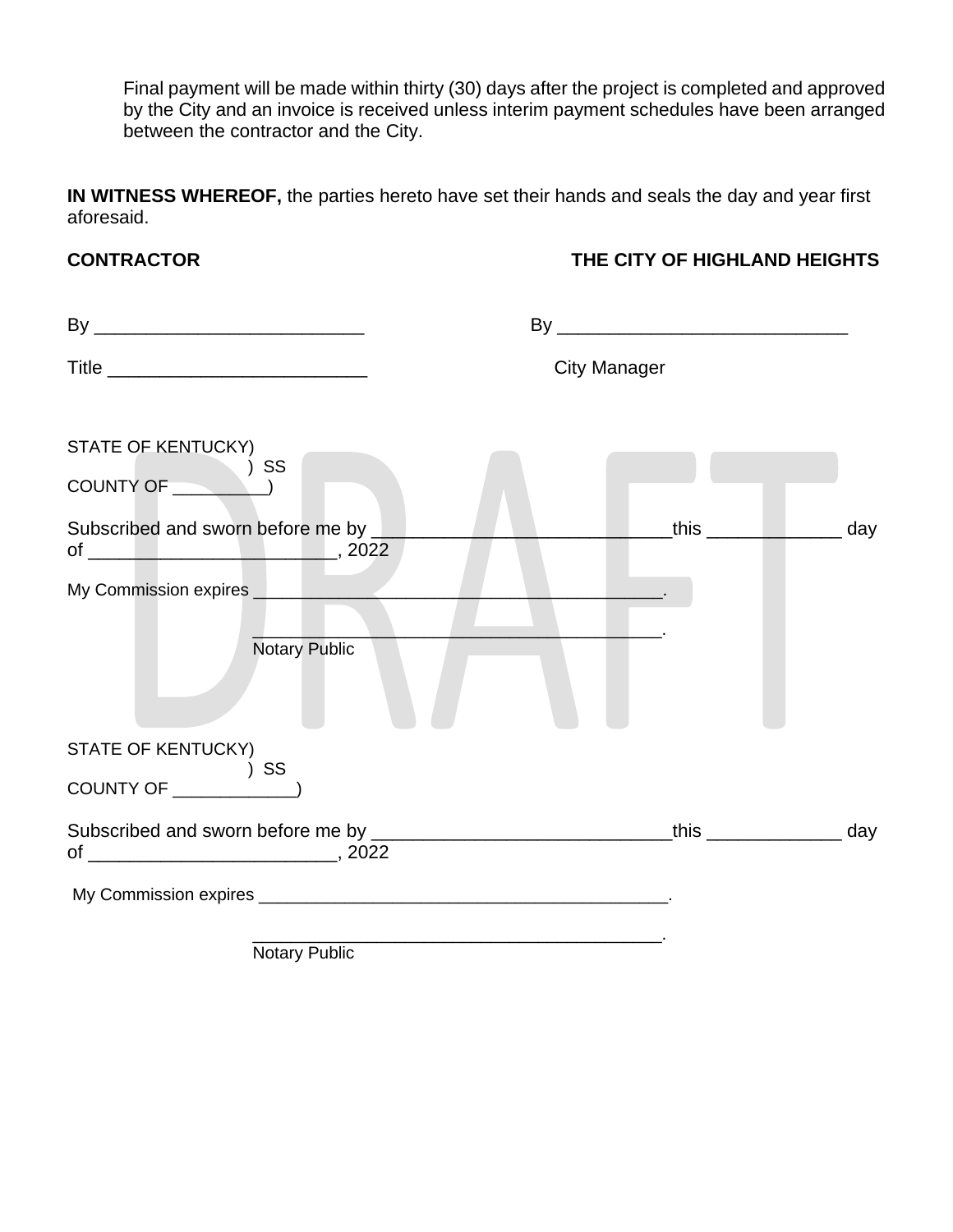Final payment will be made within thirty (30) days after the project is completed and approved by the City and an invoice is received unless interim payment schedules have been arranged between the contractor and the City.

**IN WITNESS WHEREOF,** the parties hereto have set their hands and seals the day and year first aforesaid.

**CONTRACTOR** **THE CITY OF HIGHLAND HEIGHTS**

By ___________________________ By _____________________________

Title __________________________ City Manager

STATE OF KENTUCKY)
) SS
COUNTY OF _________)

Subscribed and sworn before me by _____________________________this _____________ day of ________________________, 2022

My Commission expires __________________________________________.

__________________________________________.
Notary Public

STATE OF KENTUCKY)
) SS
COUNTY OF ____________)

Subscribed and sworn before me by _____________________________this _____________ day of ________________________, 2022

My Commission expires __________________________________________.

__________________________________________.
Notary Public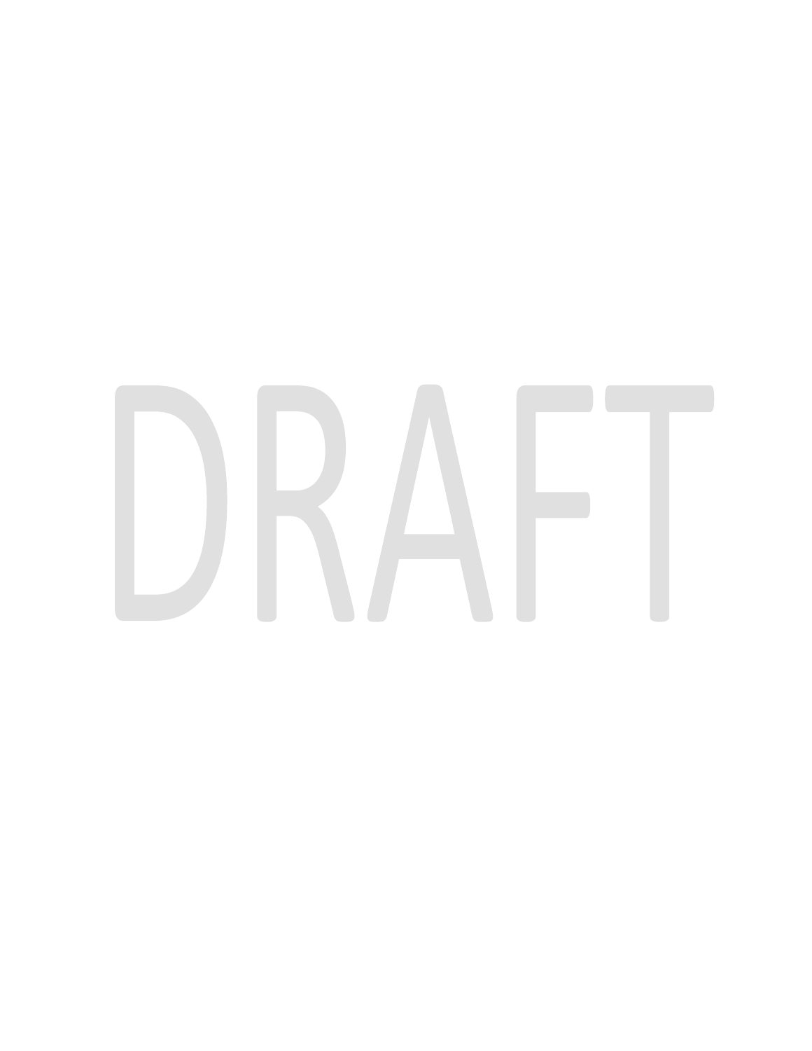DRAFT